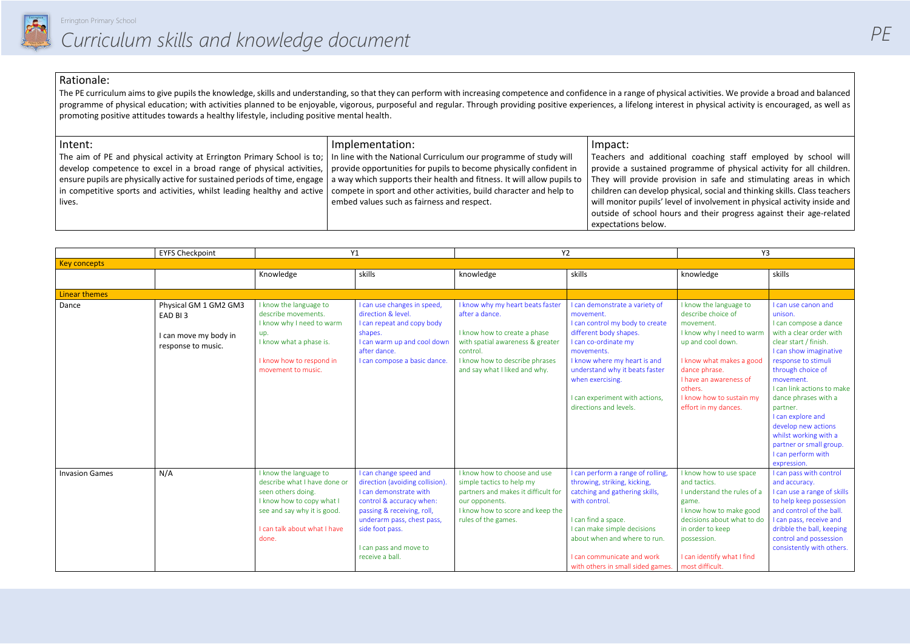Errington Primary School

# Curriculum skills and knowledge document

PE

## Rationale:

The PE curriculum aims to give pupils the knowledge, skills and understanding, so that they can perform with increasing competence and confidence in a range of physical activities. We provide a broad and balanced programme of physical education; with activities planned to be enjoyable, vigorous, purposeful and regular. Through providing positive experiences, a lifelong interest in physical activity is encouraged, as well as promoting positive attitudes towards a healthy lifestyle, including positive mental health.

| Intent: | Implementation: | Impact: |
|---|---|---|
| The aim of PE and physical activity at Errington Primary School is to; develop competence to excel in a broad range of physical activities, ensure pupils are physically active for sustained periods of time, engage in competitive sports and activities, whilst leading healthy and active lives. | In line with the National Curriculum our programme of study will provide opportunities for pupils to become physically confident in a way which supports their health and fitness. It will allow pupils to compete in sport and other activities, build character and help to embed values such as fairness and respect. | Teachers and additional coaching staff employed by school will provide a sustained programme of physical activity for all children. They will provide provision in safe and stimulating areas in which children can develop physical, social and thinking skills. Class teachers will monitor pupils' level of involvement in physical activity inside and outside of school hours and their progress against their age-related expectations below. |

| | EYFS Checkpoint | Y1 | | Y2 | | Y3 | |
|---|---|---|---|---|---|---|---|
| Key concepts | | | | | | | |
| | | Knowledge | skills | knowledge | skills | knowledge | skills |
| Linear themes | | | | | | | |
| Dance | Physical GM 1 GM2 GM3 EAD BI 3<br><br>I can move my body in response to music. | I know the language to describe movements.<br>I know why I need to warm up.<br>I know what a phase is.<br><br>I know how to respond in movement to music. | I can use changes in speed, direction & level.<br>I can repeat and copy body shapes.<br>I can warm up and cool down after dance.<br>I can compose a basic dance. | I know why my heart beats faster after a dance.<br><br>I know how to create a phase with spatial awareness & greater control.<br>I know how to describe phrases and say what I liked and why. | I can demonstrate a variety of movement.<br>I can control my body to create different body shapes.<br>I can co-ordinate my movements.<br>I know where my heart is and understand why it beats faster when exercising.<br><br>I can experiment with actions, directions and levels. | I know the language to describe choice of movement.<br>I know why I need to warm up and cool down.<br><br>I know what makes a good dance phrase.<br>I have an awareness of others.<br>I know how to sustain my effort in my dances. | I can use canon and unison.<br>I can compose a dance with a clear order with clear start / finish.<br>I can show imaginative response to stimuli through choice of movement.<br>I can link actions to make dance phrases with a partner.<br>I can explore and develop new actions whilst working with a partner or small group.<br>I can perform with expression. |
| Invasion Games | N/A | I know the language to describe what I have done or seen others doing.<br>I know how to copy what I see and say why it is good.<br><br>I can talk about what I have done. | I can change speed and direction (avoiding collision).<br>I can demonstrate with control & accuracy when: passing & receiving, roll, underarm pass, chest pass, side foot pass.<br><br>I can pass and move to receive a ball. | I know how to choose and use simple tactics to help my partners and makes it difficult for our opponents.<br>I know how to score and keep the rules of the games. | I can perform a range of rolling, throwing, striking, kicking, catching and gathering skills, with control.<br><br>I can find a space.<br>I can make simple decisions about when and where to run.<br><br>I can communicate and work with others in small sided games. | I know how to use space and tactics.<br>I understand the rules of a game.<br>I know how to make good decisions about what to do in order to keep possession.<br><br>I can identify what I find most difficult. | I can pass with control and accuracy.<br>I can use a range of skills to help keep possession and control of the ball.<br>I can pass, receive and dribble the ball, keeping control and possession consistently with others. |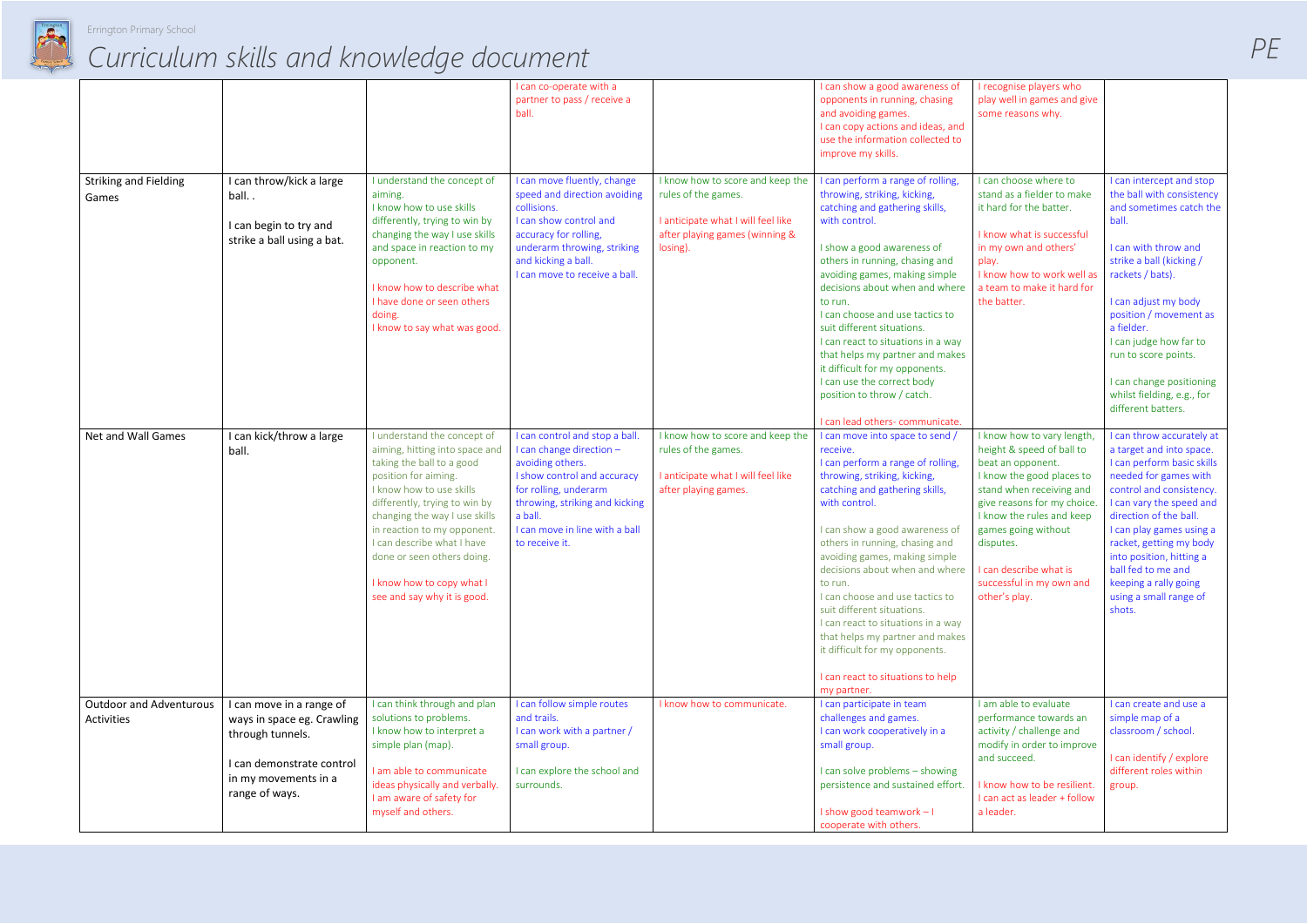| | | | | | | | |
|---|---|---|---|---|---|---|---|
| | | | I can co-operate with a partner to pass / receive a ball. | | I can show a good awareness of opponents in running, chasing and avoiding games.<br>I can copy actions and ideas, and use the information collected to improve my skills. | I recognise players who play well in games and give some reasons why. | |
| Striking and Fielding Games | I can throw/kick a large ball. .<br><br>I can begin to try and strike a ball using a bat. | I understand the concept of aiming.<br>I know how to use skills differently, trying to win by changing the way I use skills and space in reaction to my opponent.<br><br>I know how to describe what I have done or seen others doing.<br>I know to say what was good. | I can move fluently, change speed and direction avoiding collisions.<br>I can show control and accuracy for rolling, underarm throwing, striking and kicking a ball.<br>I can move to receive a ball. | I know how to score and keep the rules of the games.<br><br>I anticipate what I will feel like after playing games (winning & losing). | I can perform a range of rolling, throwing, striking, kicking, catching and gathering skills, with control.<br><br>I show a good awareness of others in running, chasing and avoiding games, making simple decisions about when and where to run.<br>I can choose and use tactics to suit different situations.<br>I can react to situations in a way that helps my partner and makes it difficult for my opponents.<br>I can use the correct body position to throw / catch.<br><br>I can lead others- communicate. | I can choose where to stand as a fielder to make it hard for the batter.<br><br>I know what is successful in my own and others' play.<br>I know how to work well as a team to make it hard for the batter. | I can intercept and stop the ball with consistency and sometimes catch the ball.<br><br>I can with throw and strike a ball (kicking / rackets / bats).<br><br>I can adjust my body position / movement as a fielder.<br>I can judge how far to run to score points.<br><br>I can change positioning whilst fielding, e.g., for different batters. |
| Net and Wall Games | I can kick/throw a large ball. | I understand the concept of aiming, hitting into space and taking the ball to a good position for aiming.<br>I know how to use skills differently, trying to win by changing the way I use skills in reaction to my opponent.<br>I can describe what I have done or seen others doing.<br><br>I know how to copy what I see and say why it is good. | I can control and stop a ball.<br>I can change direction – avoiding others.<br>I show control and accuracy for rolling, underarm throwing, striking and kicking a ball.<br>I can move in line with a ball to receive it. | I know how to score and keep the rules of the games.<br><br>I anticipate what I will feel like after playing games. | I can move into space to send / receive.<br>I can perform a range of rolling, throwing, striking, kicking, catching and gathering skills, with control.<br><br>I can show a good awareness of others in running, chasing and avoiding games, making simple decisions about when and where to run.<br>I can choose and use tactics to suit different situations.<br>I can react to situations in a way that helps my partner and makes it difficult for my opponents.<br><br>I can react to situations to help my partner. | I know how to vary length, height & speed of ball to beat an opponent.<br>I know the good places to stand when receiving and give reasons for my choice.<br>I know the rules and keep games going without disputes.<br><br>I can describe what is successful in my own and other's play. | I can throw accurately at a target and into space.<br>I can perform basic skills needed for games with control and consistency.<br>I can vary the speed and direction of the ball.<br>I can play games using a racket, getting my body into position, hitting a ball fed to me and keeping a rally going using a small range of shots. |
| Outdoor and Adventurous Activities | I can move in a range of ways in space eg. Crawling through tunnels.<br><br>I can demonstrate control in my movements in a range of ways. | I can think through and plan solutions to problems.<br>I know how to interpret a simple plan (map).<br><br>I am able to communicate ideas physically and verbally.<br>I am aware of safety for myself and others. | I can follow simple routes and trails.<br>I can work with a partner / small group.<br><br>I can explore the school and surrounds. | I know how to communicate. | I can participate in team challenges and games.<br>I can work cooperatively in a small group.<br><br>I can solve problems – showing persistence and sustained effort.<br><br>I show good teamwork – I cooperate with others. | I am able to evaluate performance towards an activity / challenge and modify in order to improve and succeed.<br><br>I know how to be resilient.<br>I can act as leader + follow a leader. | I can create and use a simple map of a classroom / school.<br><br>I can identify / explore different roles within group. |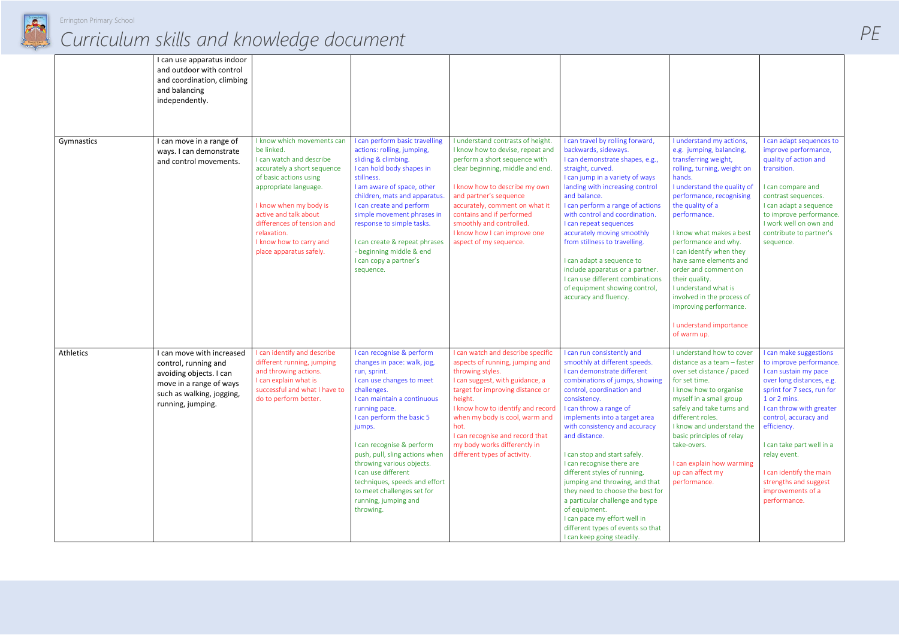| | | | | | | | |
|---|---|---|---|---|---|---|---|
| | I can use apparatus indoor and outdoor with control and coordination, climbing and balancing independently. | | | | | | |
| Gymnastics | I can move in a range of ways. I can demonstrate and control movements. | I know which movements can be linked.<br>I can watch and describe accurately a short sequence of basic actions using appropriate language.<br><br>I know when my body is active and talk about differences of tension and relaxation.<br>I know how to carry and place apparatus safely. | I can perform basic travelling actions: rolling, jumping, sliding & climbing.<br>I can hold body shapes in stillness.<br>I am aware of space, other children, mats and apparatus.<br>I can create and perform simple movement phrases in response to simple tasks.<br><br>I can create & repeat phrases - beginning middle & end<br>I can copy a partner's sequence. | I understand contrasts of height.<br>I know how to devise, repeat and perform a short sequence with clear beginning, middle and end.<br><br>I know how to describe my own and partner's sequence accurately, comment on what it contains and if performed smoothly and controlled.<br>I know how I can improve one aspect of my sequence. | I can travel by rolling forward, backwards, sideways.<br>I can demonstrate shapes, e.g., straight, curved.<br>I can jump in a variety of ways landing with increasing control and balance.<br>I can perform a range of actions with control and coordination.<br>I can repeat sequences accurately moving smoothly from stillness to travelling.<br><br>I can adapt a sequence to include apparatus or a partner.<br>I can use different combinations of equipment showing control, accuracy and fluency. | I understand my actions, e.g. jumping, balancing, transferring weight, rolling, turning, weight on hands.<br>I understand the quality of performance, recognising the quality of a performance.<br><br>I know what makes a best performance and why.<br>I can identify when they have same elements and order and comment on their quality.<br>I understand what is involved in the process of improving performance.<br><br>I understand importance of warm up. | I can adapt sequences to improve performance, quality of action and transition.<br><br>I can compare and contrast sequences.<br>I can adapt a sequence to improve performance.<br>I work well on own and contribute to partner's sequence. |
| Athletics | I can move with increased control, running and avoiding objects. I can move in a range of ways such as walking, jogging, running, jumping. | I can identify and describe different running, jumping and throwing actions.<br>I can explain what is successful and what I have to do to perform better. | I can recognise & perform changes in pace: walk, jog, run, sprint.<br>I can use changes to meet challenges.<br>I can maintain a continuous running pace.<br>I can perform the basic 5 jumps.<br><br>I can recognise & perform push, pull, sling actions when throwing various objects.<br>I can use different techniques, speeds and effort to meet challenges set for running, jumping and throwing. | I can watch and describe specific aspects of running, jumping and throwing styles.<br>I can suggest, with guidance, a target for improving distance or height.<br>I know how to identify and record when my body is cool, warm and hot.<br>I can recognise and record that my body works differently in different types of activity. | I can run consistently and smoothly at different speeds.<br>I can demonstrate different combinations of jumps, showing control, coordination and consistency.<br>I can throw a range of implements into a target area with consistency and accuracy and distance.<br><br>I can stop and start safely.<br>I can recognise there are different styles of running, jumping and throwing, and that they need to choose the best for a particular challenge and type of equipment.<br>I can pace my effort well in different types of events so that I can keep going steadily. | I understand how to cover distance as a team – faster over set distance / paced for set time.<br>I know how to organise myself in a small group safely and take turns and different roles.<br>I know and understand the basic principles of relay take-overs.<br><br>I can explain how warming up can affect my performance. | I can make suggestions to improve performance.<br>I can sustain my pace over long distances, e.g. sprint for 7 secs, run for 1 or 2 mins.<br>I can throw with greater control, accuracy and efficiency.<br><br>I can take part well in a relay event.<br><br>I can identify the main strengths and suggest improvements of a performance. |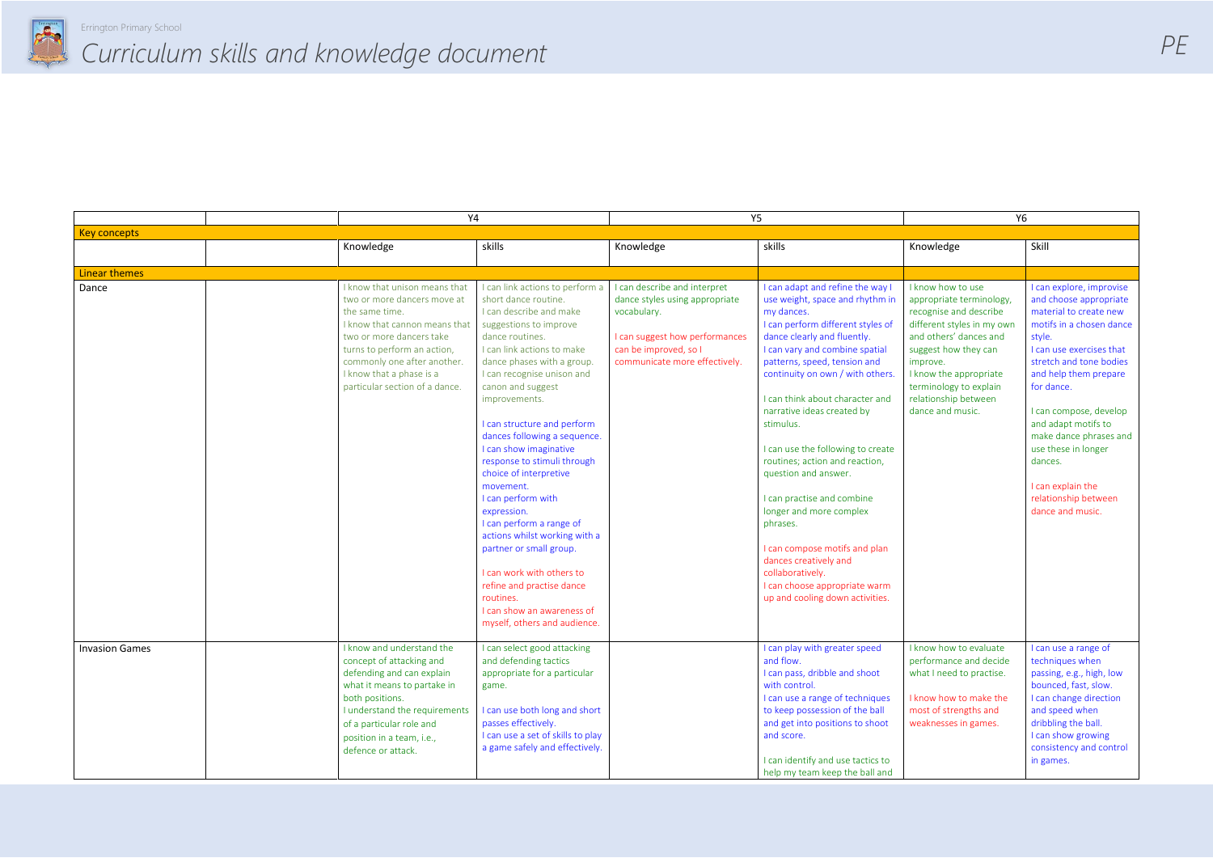# Curriculum skills and knowledge document

PE

| | | Y4 | | Y5 | | Y6 | |
|---|---|---|---|---|---|---|---|
| **Key concepts** | | | | | | | |
| | | Knowledge | skills | Knowledge | skills | Knowledge | Skill |
| **Linear themes** | | | | | | | |
| Dance | | I know that unison means that two or more dancers move at the same time.<br>I know that cannon means that two or more dancers take turns to perform an action, commonly one after another.<br>I know that a phase is a particular section of a dance. | I can link actions to perform a short dance routine.<br>I can describe and make suggestions to improve dance routines.<br>I can link actions to make dance phases with a group.<br>I can recognise unison and canon and suggest improvements.<br><br>I can structure and perform dances following a sequence.<br>I can show imaginative response to stimuli through choice of interpretive movement.<br>I can perform with expression.<br>I can perform a range of actions whilst working with a partner or small group.<br><br>I can work with others to refine and practise dance routines.<br>I can show an awareness of myself, others and audience. | I can describe and interpret dance styles using appropriate vocabulary.<br><br>I can suggest how performances can be improved, so I communicate more effectively. | I can adapt and refine the way I use weight, space and rhythm in my dances.<br>I can perform different styles of dance clearly and fluently.<br>I can vary and combine spatial patterns, speed, tension and continuity on own / with others.<br><br>I can think about character and narrative ideas created by stimulus.<br><br>I can use the following to create routines; action and reaction, question and answer.<br><br>I can practise and combine longer and more complex phrases.<br><br>I can compose motifs and plan dances creatively and collaboratively.<br>I can choose appropriate warm up and cooling down activities. | I know how to use appropriate terminology, recognise and describe different styles in my own and others' dances and suggest how they can improve.<br>I know the appropriate terminology to explain relationship between dance and music. | I can explore, improvise and choose appropriate material to create new motifs in a chosen dance style.<br>I can use exercises that stretch and tone bodies and help them prepare for dance.<br><br>I can compose, develop and adapt motifs to make dance phrases and use these in longer dances.<br><br>I can explain the relationship between dance and music. |
| Invasion Games | | I know and understand the concept of attacking and defending and can explain what it means to partake in both positions.<br>I understand the requirements of a particular role and position in a team, i.e., defence or attack. | I can select good attacking and defending tactics appropriate for a particular game.<br><br>I can use both long and short passes effectively.<br>I can use a set of skills to play a game safely and effectively. | | I can play with greater speed and flow.<br>I can pass, dribble and shoot with control.<br>I can use a range of techniques to keep possession of the ball and get into positions to shoot and score.<br><br>I can identify and use tactics to help my team keep the ball and | I know how to evaluate performance and decide what I need to practise.<br><br>I know how to make the most of strengths and weaknesses in games. | I can use a range of techniques when passing, e.g., high, low bounced, fast, slow.<br>I can change direction and speed when dribbling the ball.<br>I can show growing consistency and control in games. |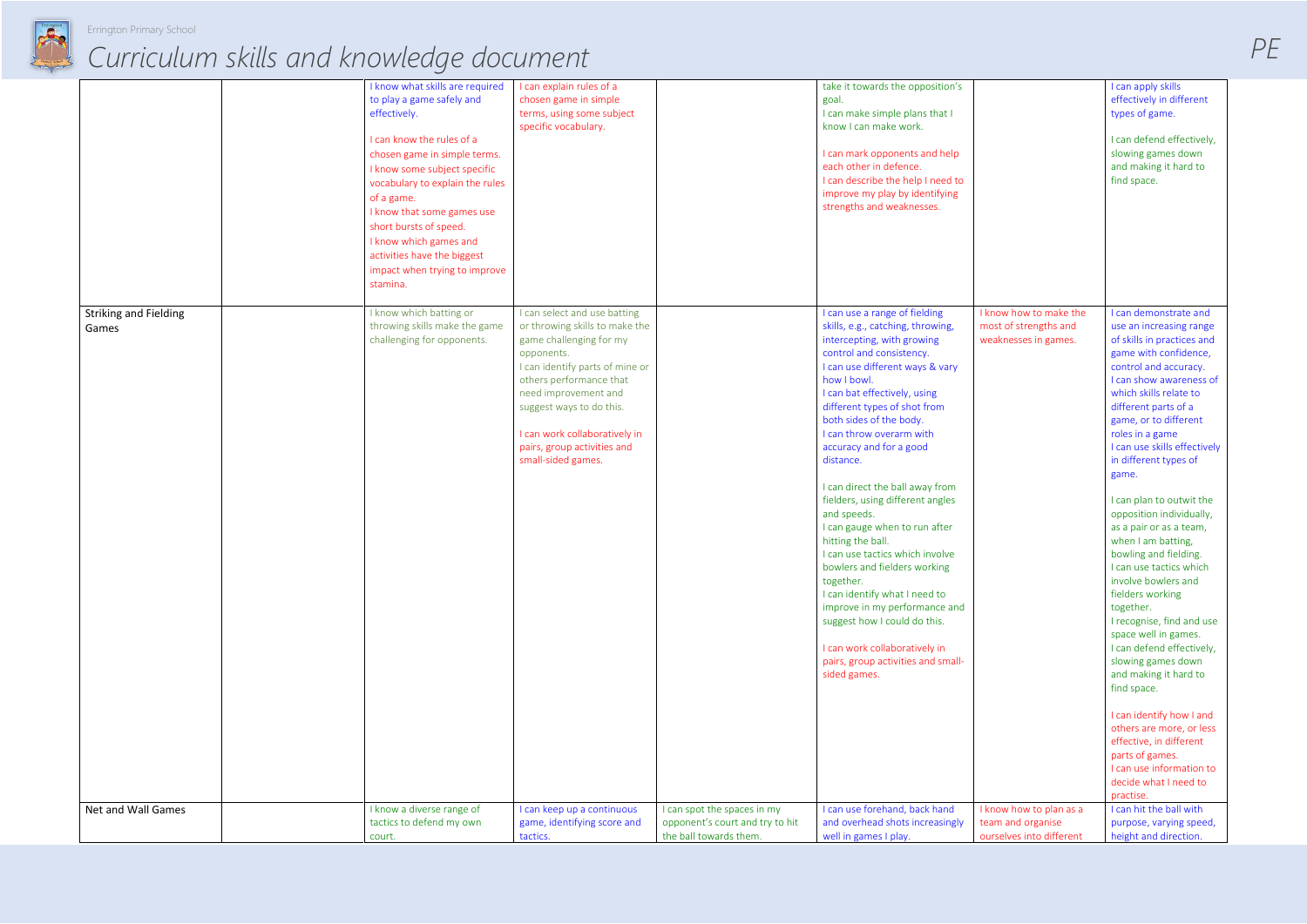# Curriculum skills and knowledge document

| | | | | | | | |
|---|---|---|---|---|---|---|---|
| | | I know what skills are required to play a game safely and effectively.<br><br>I can know the rules of a chosen game in simple terms.<br>I know some subject specific vocabulary to explain the rules of a game.<br>I know that some games use short bursts of speed.<br>I know which games and activities have the biggest impact when trying to improve stamina. | I can explain rules of a chosen game in simple terms, using some subject specific vocabulary. | | take it towards the opposition's goal.<br>I can make simple plans that I know I can make work.<br><br>I can mark opponents and help each other in defence.<br>I can describe the help I need to improve my play by identifying strengths and weaknesses. | | I can apply skills effectively in different types of game.<br><br>I can defend effectively, slowing games down and making it hard to find space. |
| Striking and Fielding Games | | I know which batting or throwing skills make the game challenging for opponents. | I can select and use batting or throwing skills to make the game challenging for my opponents.<br>I can identify parts of mine or others performance that need improvement and suggest ways to do this.<br><br>I can work collaboratively in pairs, group activities and small-sided games. | | I can use a range of fielding skills, e.g., catching, throwing, intercepting, with growing control and consistency.<br>I can use different ways & vary how I bowl.<br>I can bat effectively, using different types of shot from both sides of the body.<br>I can throw overarm with accuracy and for a good distance.<br><br>I can direct the ball away from fielders, using different angles and speeds.<br>I can gauge when to run after hitting the ball.<br>I can use tactics which involve bowlers and fielders working together.<br>I can identify what I need to improve in my performance and suggest how I could do this.<br><br>I can work collaboratively in pairs, group activities and small-sided games. | I know how to make the most of strengths and weaknesses in games. | I can demonstrate and use an increasing range of skills in practices and game with confidence, control and accuracy.<br>I can show awareness of which skills relate to different parts of a game, or to different roles in a game<br>I can use skills effectively in different types of game.<br><br>I can plan to outwit the opposition individually, as a pair or as a team, when I am batting, bowling and fielding.<br>I can use tactics which involve bowlers and fielders working together.<br>I recognise, find and use space well in games.<br>I can defend effectively, slowing games down and making it hard to find space.<br><br>I can identify how I and others are more, or less effective, in different parts of games.<br>I can use information to decide what I need to practise. |
| Net and Wall Games | | I know a diverse range of tactics to defend my own court. | I can keep up a continuous game, identifying score and tactics. | I can spot the spaces in my opponent's court and try to hit the ball towards them. | I can use forehand, back hand and overhead shots increasingly well in games I play. | I know how to plan as a team and organise ourselves into different | I can hit the ball with purpose, varying speed, height and direction. |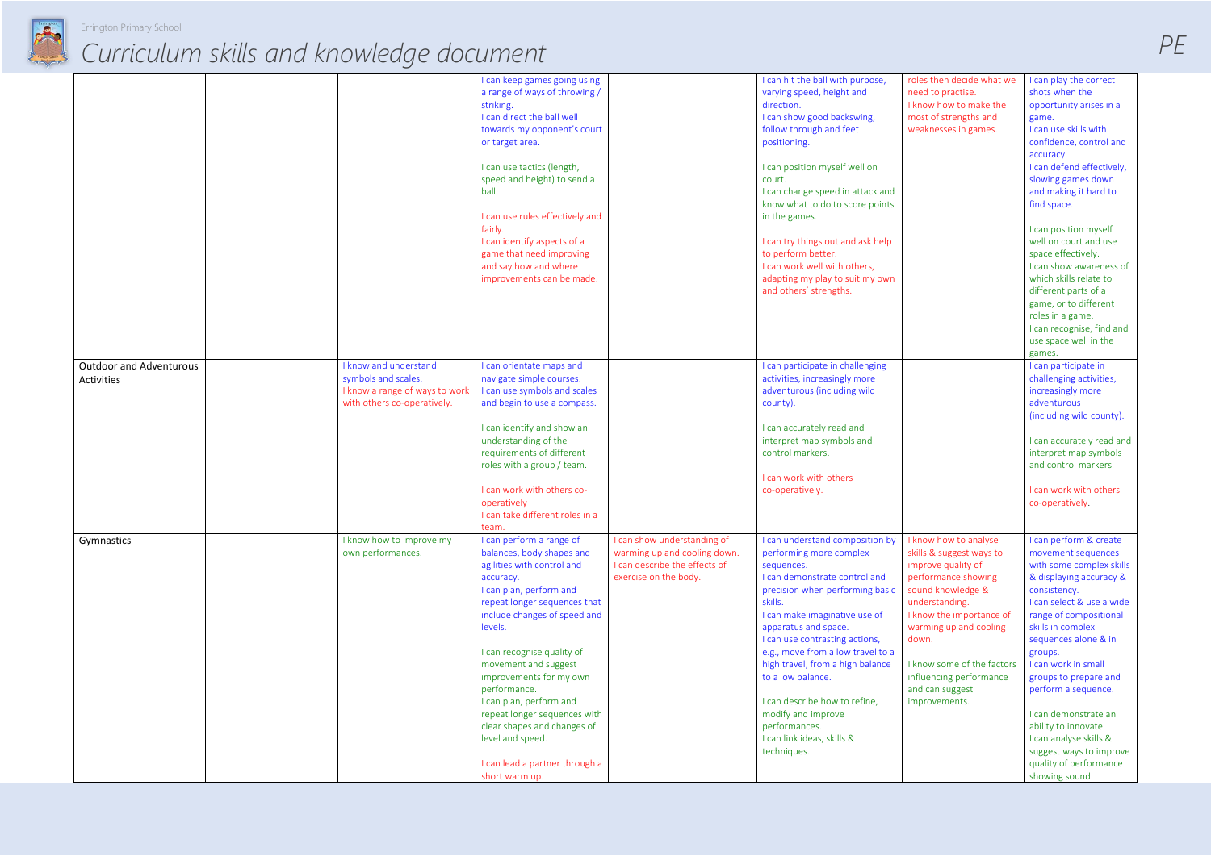# Curriculum skills and knowledge document

| | | | | | | | |
|---|---|---|---|---|---|---|---|
| | | | I can keep games going using a range of ways of throwing / striking.<br>I can direct the ball well towards my opponent's court or target area.<br><br>I can use tactics (length, speed and height) to send a ball.<br><br>I can use rules effectively and fairly.<br>I can identify aspects of a game that need improving and say how and where improvements can be made. | | I can hit the ball with purpose, varying speed, height and direction.<br>I can show good backswing, follow through and feet positioning.<br><br>I can position myself well on court.<br>I can change speed in attack and know what to do to score points in the games.<br><br>I can try things out and ask help to perform better.<br>I can work well with others, adapting my play to suit my own and others' strengths. | roles then decide what we need to practise.<br>I know how to make the most of strengths and weaknesses in games. | I can play the correct shots when the opportunity arises in a game.<br>I can use skills with confidence, control and accuracy.<br>I can defend effectively, slowing games down and making it hard to find space.<br><br>I can position myself well on court and use space effectively.<br>I can show awareness of which skills relate to different parts of a game, or to different roles in a game.<br>I can recognise, find and use space well in the games. |
| Outdoor and Adventurous Activities | | I know and understand symbols and scales.<br>I know a range of ways to work with others co-operatively. | I can orientate maps and navigate simple courses.<br>I can use symbols and scales and begin to use a compass.<br><br>I can identify and show an understanding of the requirements of different roles with a group / team.<br><br>I can work with others co-operatively<br>I can take different roles in a team. | | I can participate in challenging activities, increasingly more adventurous (including wild county).<br><br>I can accurately read and interpret map symbols and control markers.<br><br>I can work with others co-operatively. | | I can participate in challenging activities, increasingly more adventurous (including wild county).<br><br>I can accurately read and interpret map symbols and control markers.<br><br>I can work with others co-operatively. |
| Gymnastics | | I know how to improve my own performances. | I can perform a range of balances, body shapes and agilities with control and accuracy.<br>I can plan, perform and repeat longer sequences that include changes of speed and levels.<br><br>I can recognise quality of movement and suggest improvements for my own performance.<br>I can plan, perform and repeat longer sequences with clear shapes and changes of level and speed.<br><br>I can lead a partner through a short warm up. | I can show understanding of warming up and cooling down.<br>I can describe the effects of exercise on the body. | I can understand composition by performing more complex sequences.<br>I can demonstrate control and precision when performing basic skills.<br>I can make imaginative use of apparatus and space.<br>I can use contrasting actions, e.g., move from a low travel to a high travel, from a high balance to a low balance.<br><br>I can describe how to refine, modify and improve performances.<br>I can link ideas, skills & techniques. | I know how to analyse skills & suggest ways to improve quality of performance showing sound knowledge & understanding.<br>I know the importance of warming up and cooling down.<br><br>I know some of the factors influencing performance and can suggest improvements. | I can perform & create movement sequences with some complex skills & displaying accuracy & consistency.<br>I can select & use a wide range of compositional skills in complex sequences alone & in groups.<br>I can work in small groups to prepare and perform a sequence.<br><br>I can demonstrate an ability to innovate.<br>I can analyse skills & suggest ways to improve quality of performance showing sound |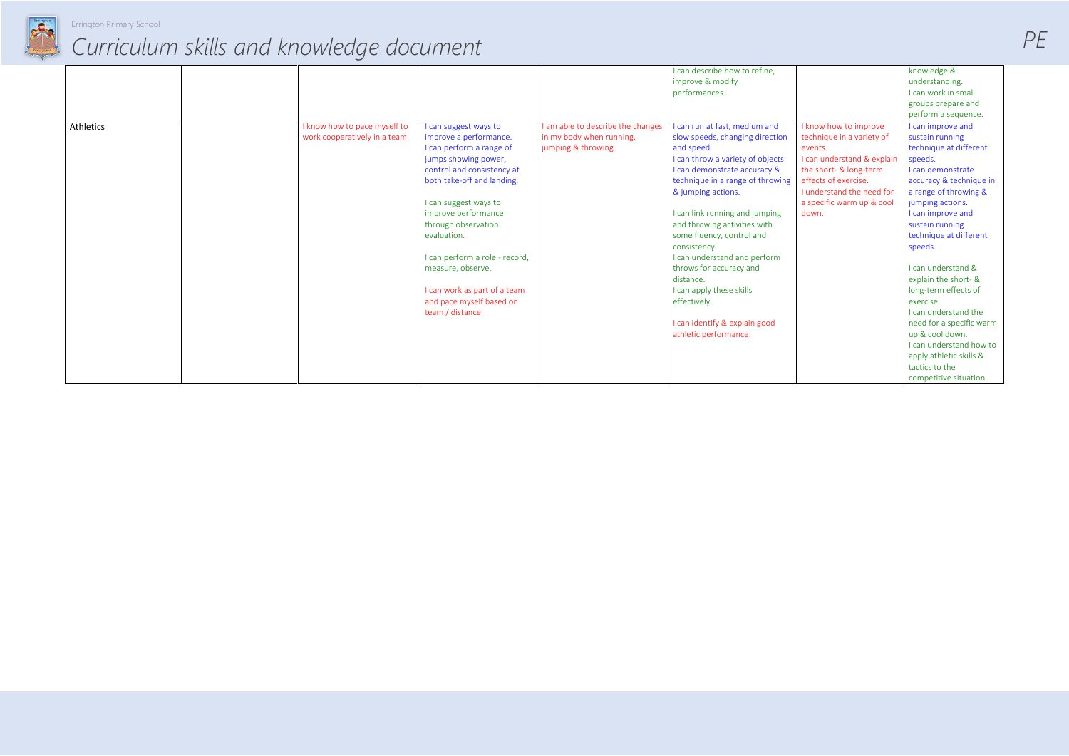# Curriculum skills and knowledge document

| | | | | | | | |
|---|---|---|---|---|---|---|---|
| | | | | | I can describe how to refine, improve & modify performances. | | knowledge & understanding. I can work in small groups prepare and perform a sequence. |
| Athletics | | I know how to pace myself to work cooperatively in a team. | I can suggest ways to improve a performance. I can perform a range of jumps showing power, control and consistency at both take-off and landing. I can suggest ways to improve performance through observation evaluation. I can perform a role - record, measure, observe. I can work as part of a team and pace myself based on team / distance. | I am able to describe the changes in my body when running, jumping & throwing. | I can run at fast, medium and slow speeds, changing direction and speed. I can throw a variety of objects. I can demonstrate accuracy & technique in a range of throwing & jumping actions. I can link running and jumping and throwing activities with some fluency, control and consistency. I can understand and perform throws for accuracy and distance. I can apply these skills effectively. I can identify & explain good athletic performance. | I know how to improve technique in a variety of events. I can understand & explain the short- & long-term effects of exercise. I understand the need for a specific warm up & cool down. | I can improve and sustain running technique at different speeds. I can demonstrate accuracy & technique in a range of throwing & jumping actions. I can improve and sustain running technique at different speeds. I can understand & explain the short- & long-term effects of exercise. I can understand the need for a specific warm up & cool down. I can understand how to apply athletic skills & tactics to the competitive situation. |